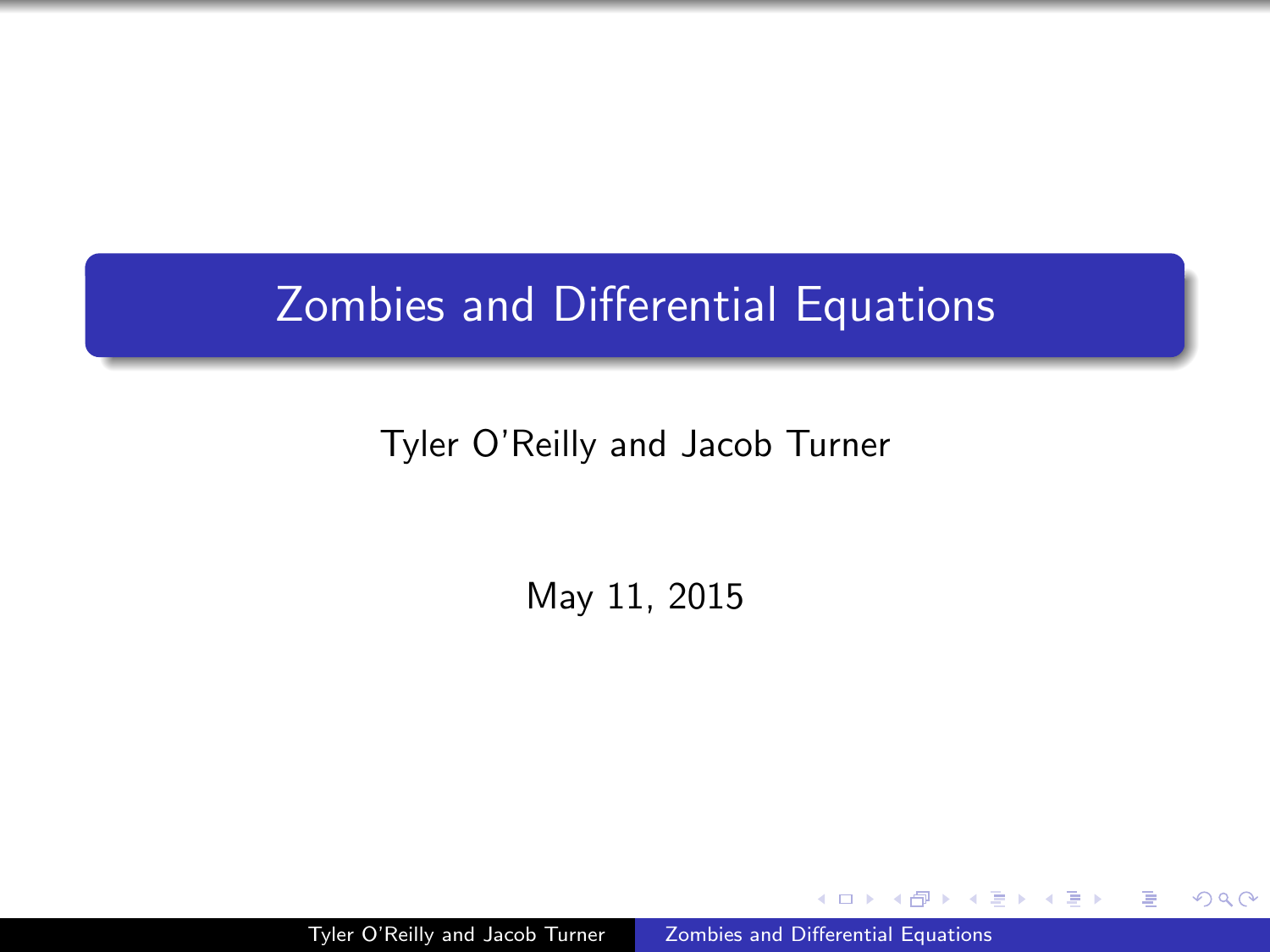# Zombies and Differential Equations

Tyler O'Reilly and Jacob Turner

May 11, 2015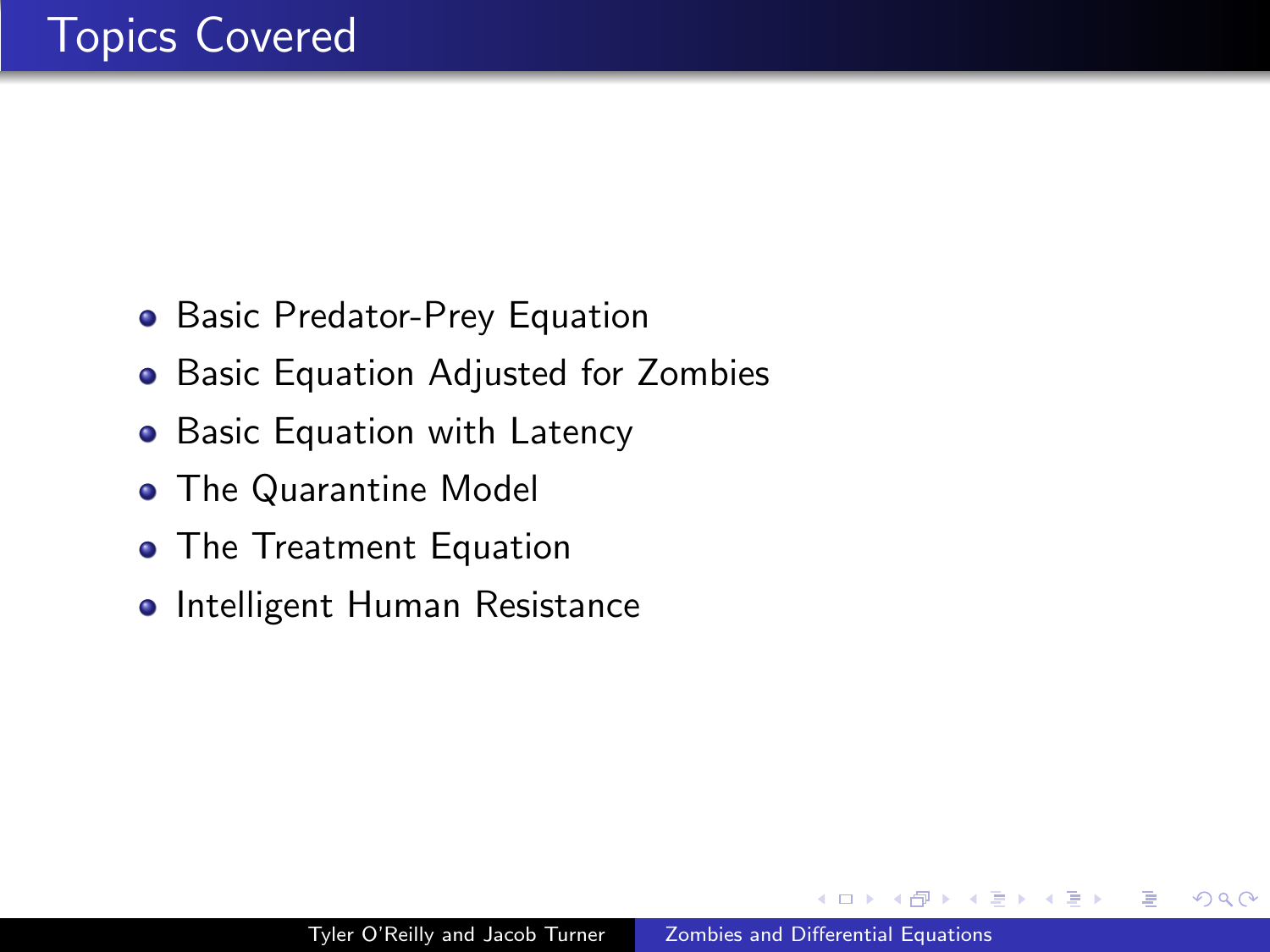# Topics Covered

- Basic Predator-Prey Equation
- Basic Equation Adjusted for Zombies
- Basic Equation with Latency
- The Quarantine Model
- The Treatment Equation
- Intelligent Human Resistance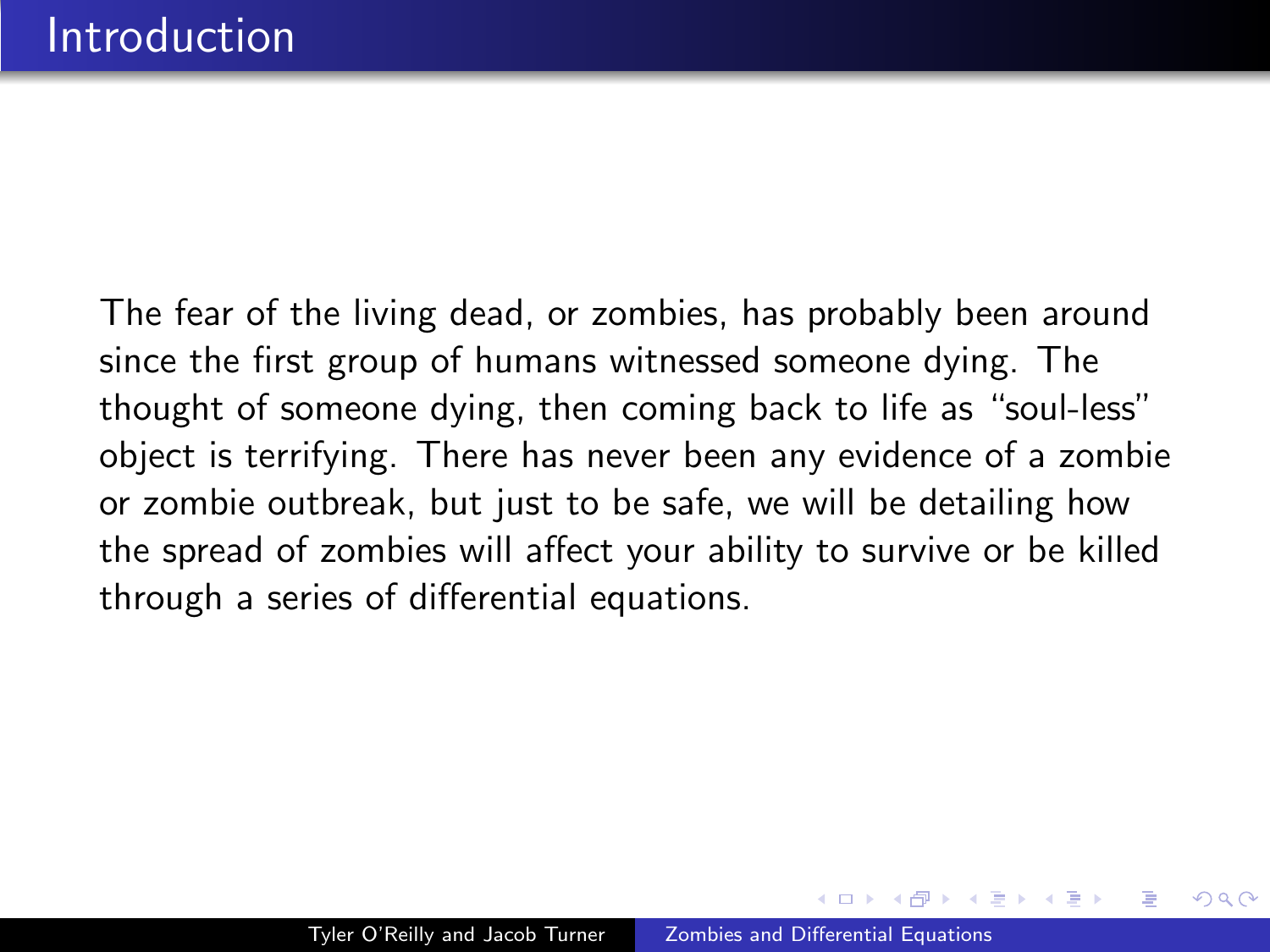# Introduction

The fear of the living dead, or zombies, has probably been around since the first group of humans witnessed someone dying. The thought of someone dying, then coming back to life as "soul-less" object is terrifying. There has never been any evidence of a zombie or zombie outbreak, but just to be safe, we will be detailing how the spread of zombies will affect your ability to survive or be killed through a series of differential equations.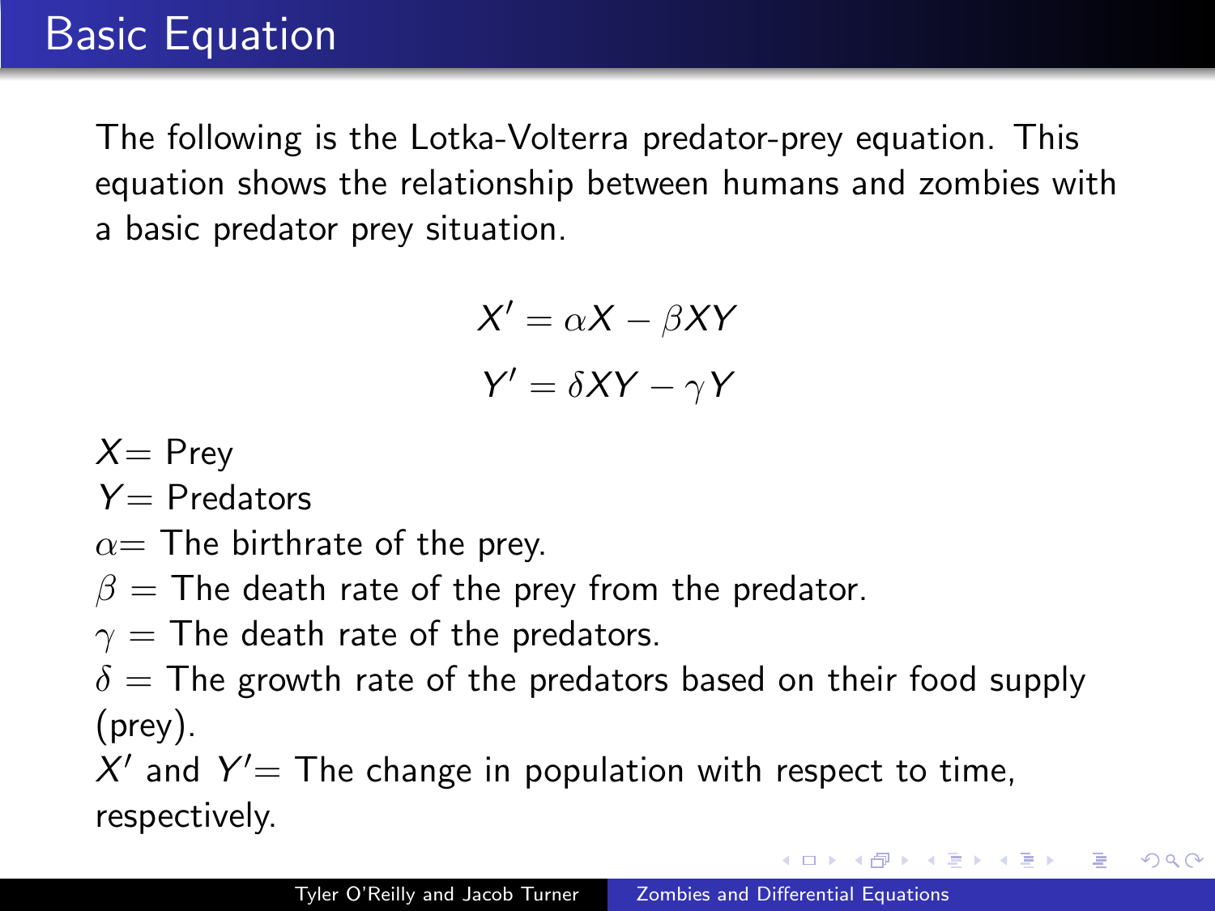# Basic Equation

The following is the Lotka-Volterra predator-prey equation. This equation shows the relationship between humans and zombies with a basic predator prey situation.

$$X' = \alpha X - \beta XY$$

$$Y' = \delta XY - \gamma Y$$

$X$= Prey
$Y$= Predators
$\alpha$= The birthrate of the prey.
$\beta$ = The death rate of the prey from the predator.
$\gamma$ = The death rate of the predators.
$\delta$ = The growth rate of the predators based on their food supply (prey).
$X'$ and $Y'$= The change in population with respect to time, respectively.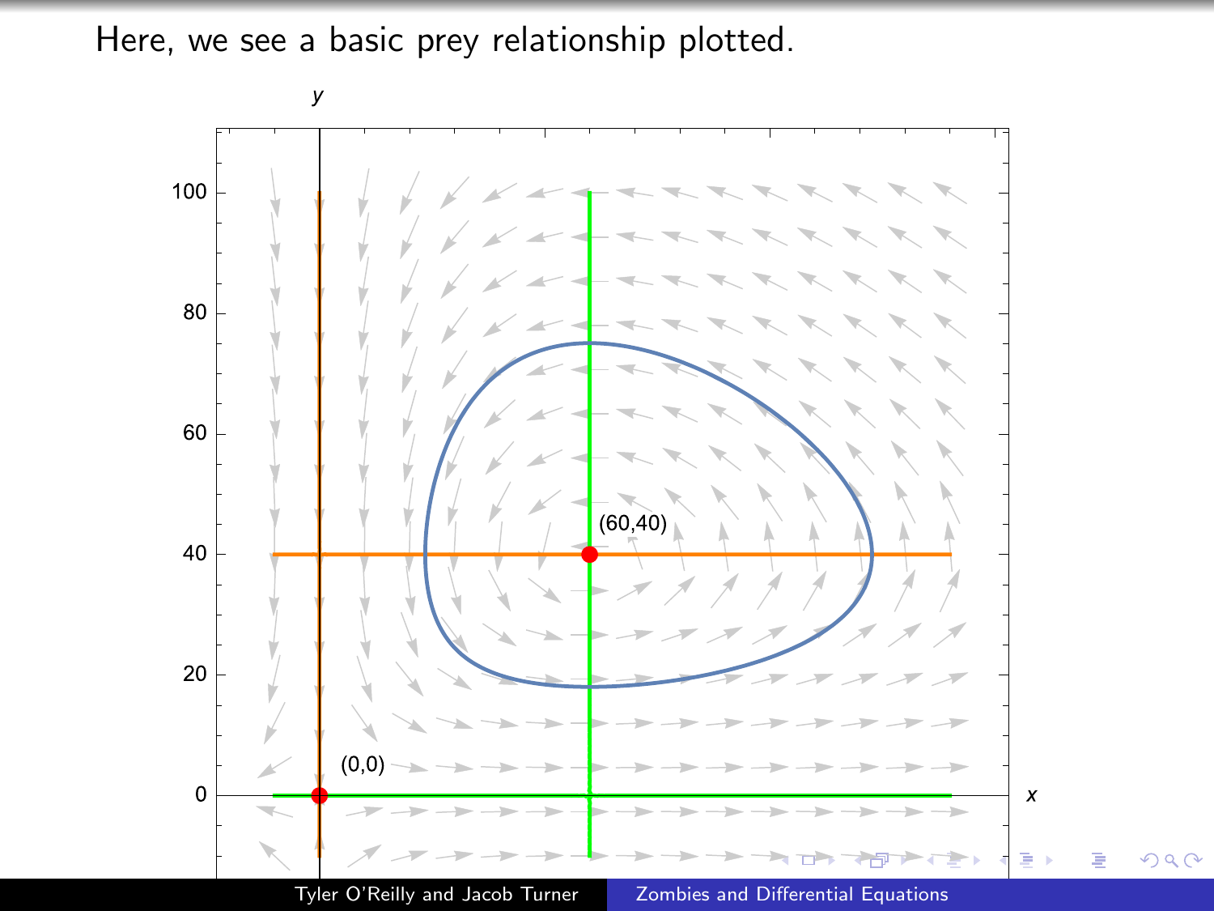Here, we see a basic prey relationship plotted.

y

100

80

60

40

20

0

x

(60,40)

(0,0)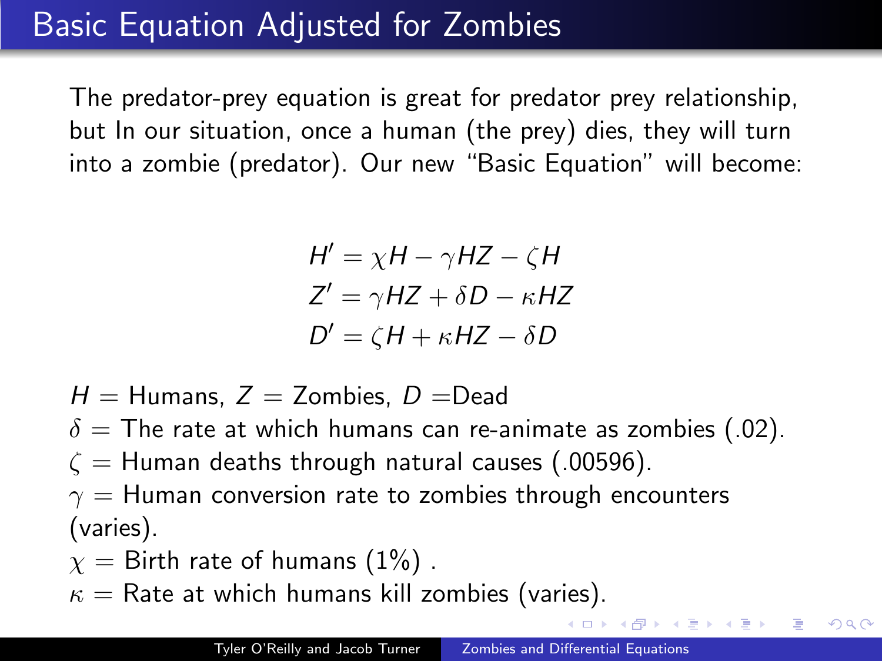# Basic Equation Adjusted for Zombies

The predator-prey equation is great for predator prey relationship, but In our situation, once a human (the prey) dies, they will turn into a zombie (predator). Our new "Basic Equation" will become:

$$
\begin{aligned}
H' &= \chi H - \gamma H Z - \zeta H \\
Z' &= \gamma H Z + \delta D - \kappa H Z \\
D' &= \zeta H + \kappa H Z - \delta D
\end{aligned}
$$

$H$ = Humans, $Z$ = Zombies, $D$ =Dead
$\delta$ = The rate at which humans can re-animate as zombies (.02).
$\zeta$ = Human deaths through natural causes (.00596).
$\gamma$ = Human conversion rate to zombies through encounters (varies).
$\chi$ = Birth rate of humans (1%) .
$\kappa$ = Rate at which humans kill zombies (varies).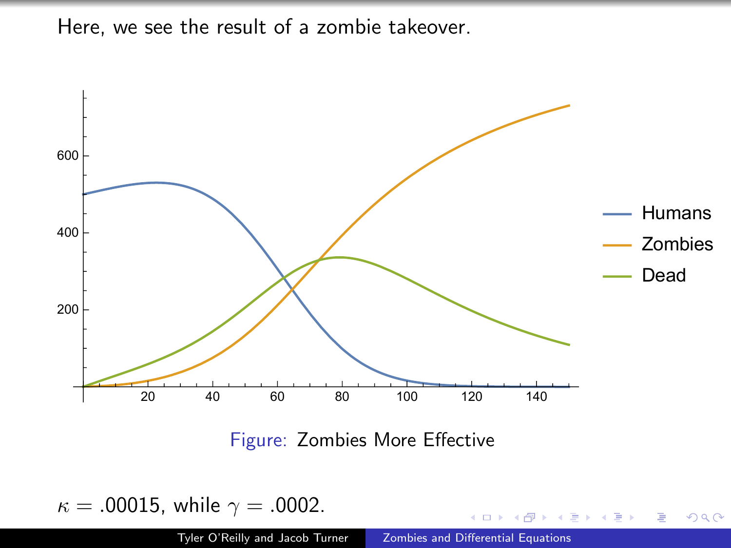Here, we see the result of a zombie takeover.

600

400

200

20
40
60
80
100
120
140

Humans
Zombies
Dead

Figure: Zombies More Effective

$\kappa = .00015$, while $\gamma = .0002$.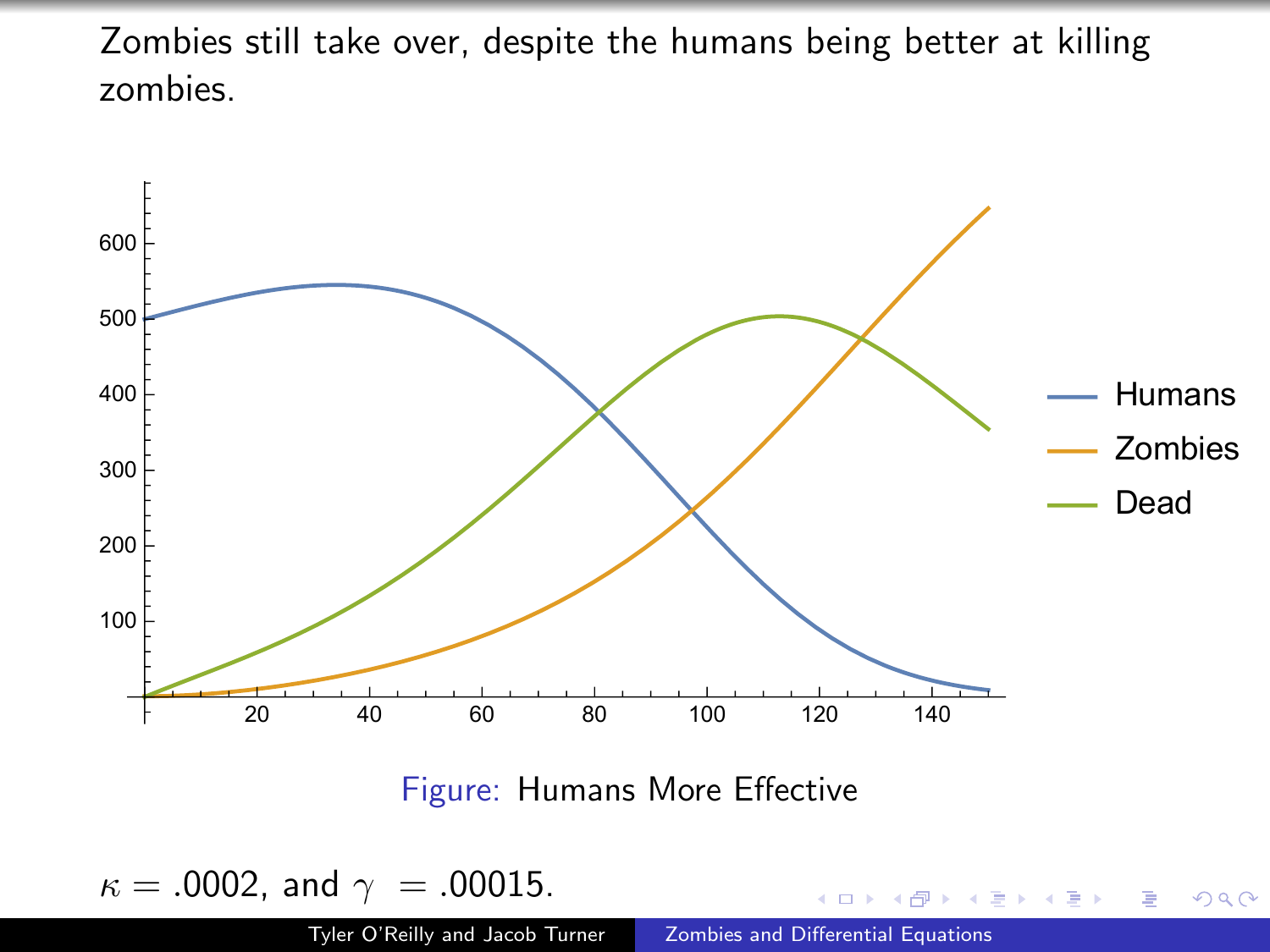Zombies still take over, despite the humans being better at killing zombies.

600
500
400
300
200
100
20
40
60
80
100
120
140

Humans
Zombies
Dead

Figure: Humans More Effective

$\kappa = .0002$, and $\gamma = .00015$.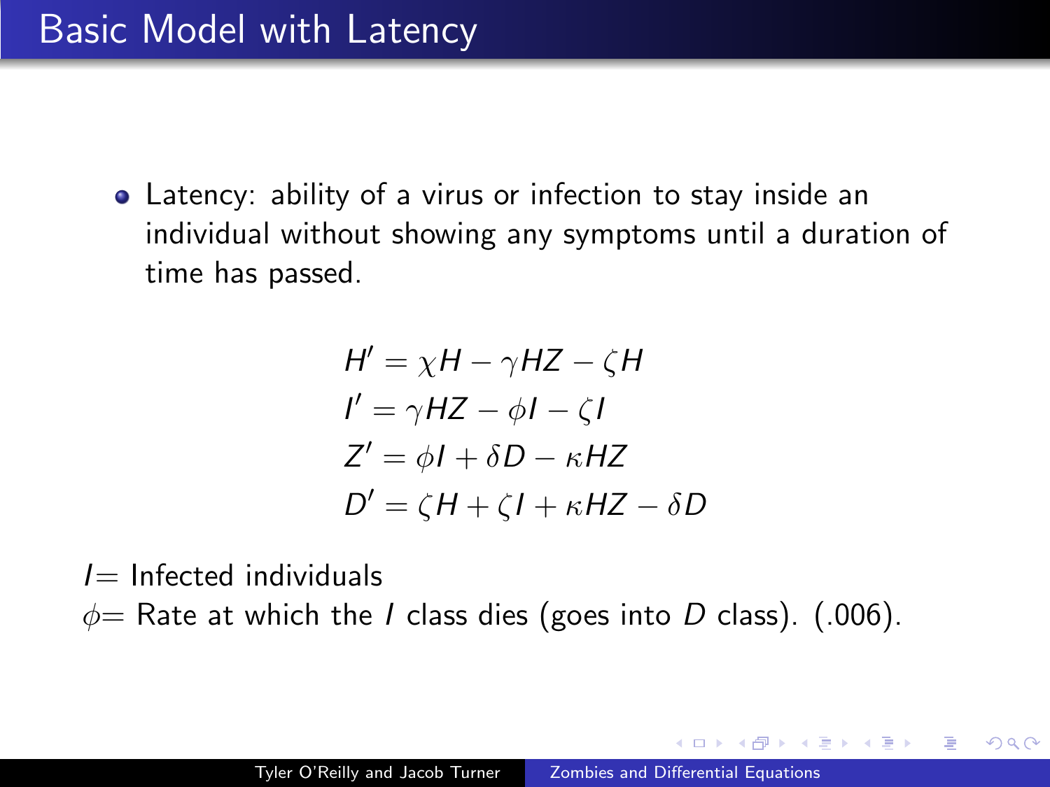# Basic Model with Latency

- Latency: ability of a virus or infection to stay inside an individual without showing any symptoms until a duration of time has passed.

$$
\begin{aligned}
H' &= \chi H - \gamma HZ - \zeta H \\
I' &= \gamma HZ - \phi I - \zeta I \\
Z' &= \phi I + \delta D - \kappa HZ \\
D' &= \zeta H + \zeta I + \kappa HZ - \delta D
\end{aligned}
$$

$I =$ Infected individuals
$\phi =$ Rate at which the $I$ class dies (goes into $D$ class). (.006).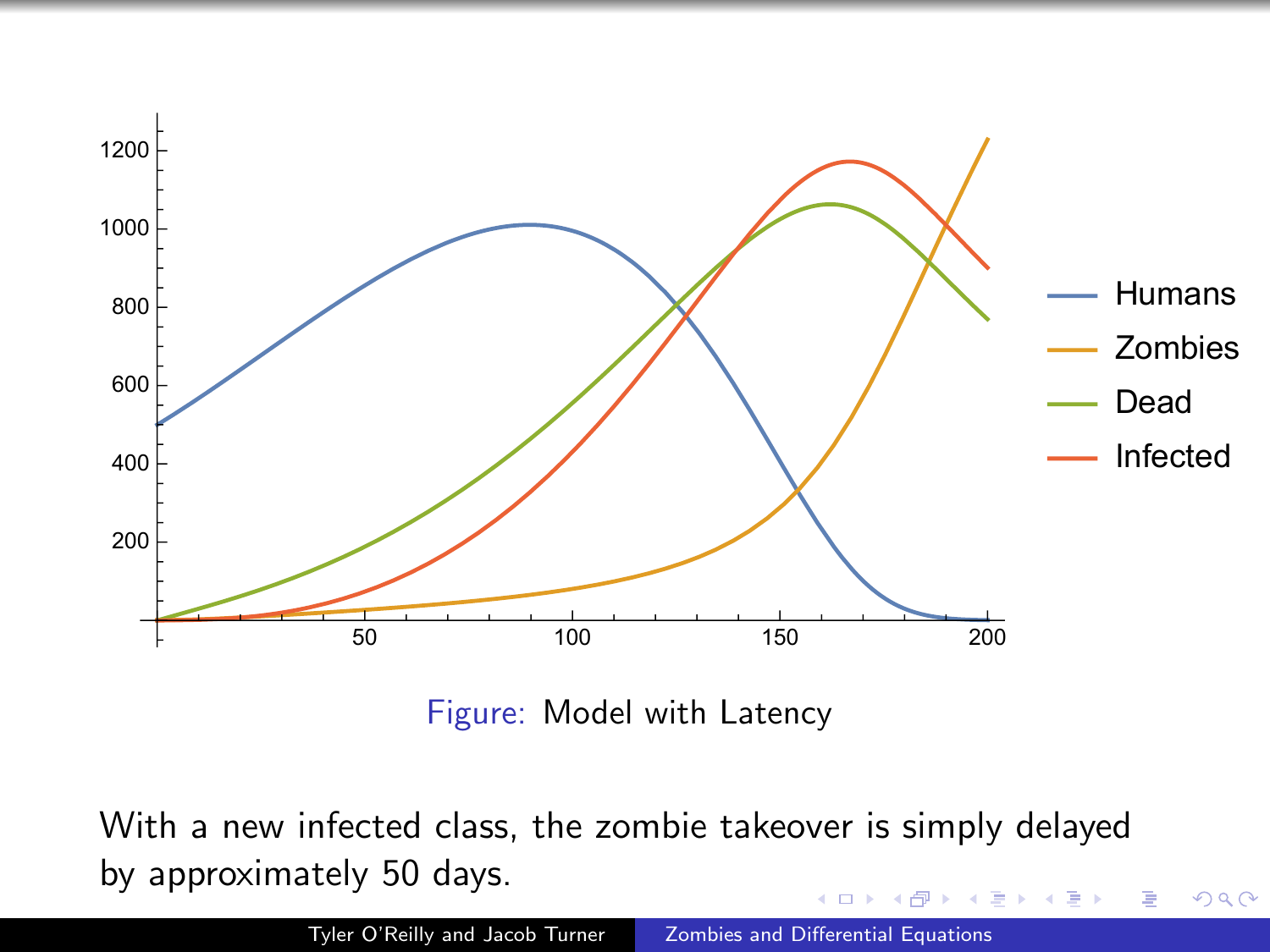1200
1000
800
600
400
200
50
100
150
200

Humans
Zombies
Dead
Infected

Figure: Model with Latency

With a new infected class, the zombie takeover is simply delayed by approximately 50 days.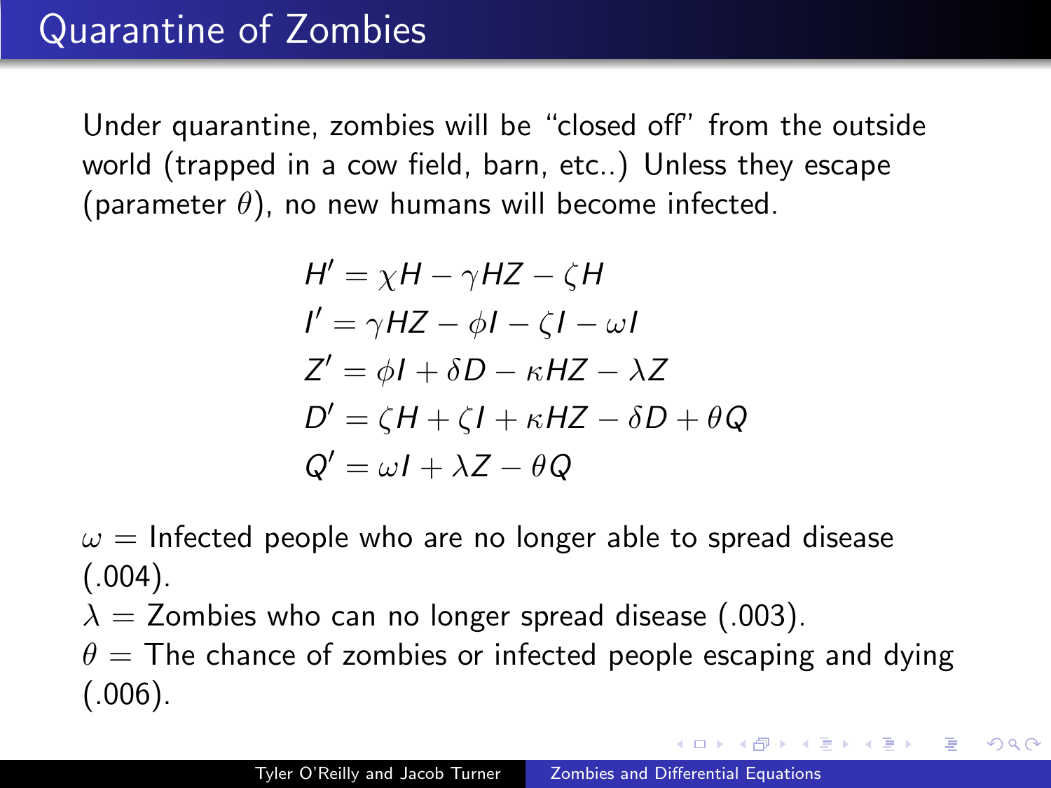# Quarantine of Zombies

Under quarantine, zombies will be "closed off" from the outside world (trapped in a cow field, barn, etc..) Unless they escape (parameter $\theta$), no new humans will become infected.

$$
\begin{aligned}
H' &= \chi H - \gamma HZ - \zeta H \\
I' &= \gamma HZ - \phi I - \zeta I - \omega I \\
Z' &= \phi I + \delta D - \kappa HZ - \lambda Z \\
D' &= \zeta H + \zeta I + \kappa HZ - \delta D + \theta Q \\
Q' &= \omega I + \lambda Z - \theta Q
\end{aligned}
$$

$\omega$ = Infected people who are no longer able to spread disease (.004).

$\lambda$ = Zombies who can no longer spread disease (.003).

$\theta$ = The chance of zombies or infected people escaping and dying (.006).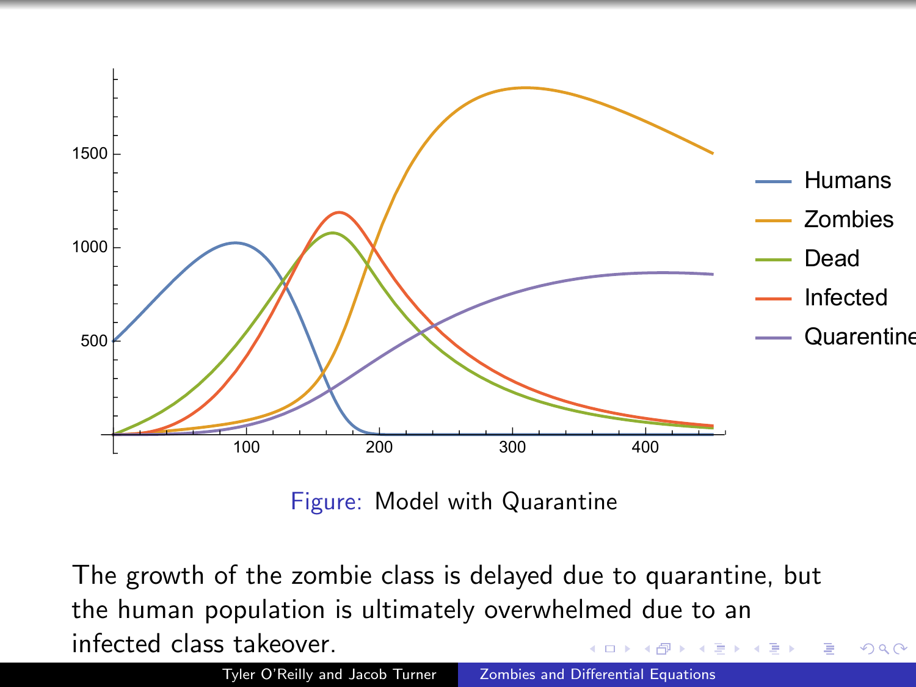1500
1000
500
100
200
300
400

Humans
Zombies
Dead
Infected
Quarentine

Figure: Model with Quarantine

The growth of the zombie class is delayed due to quarantine, but the human population is ultimately overwhelmed due to an infected class takeover.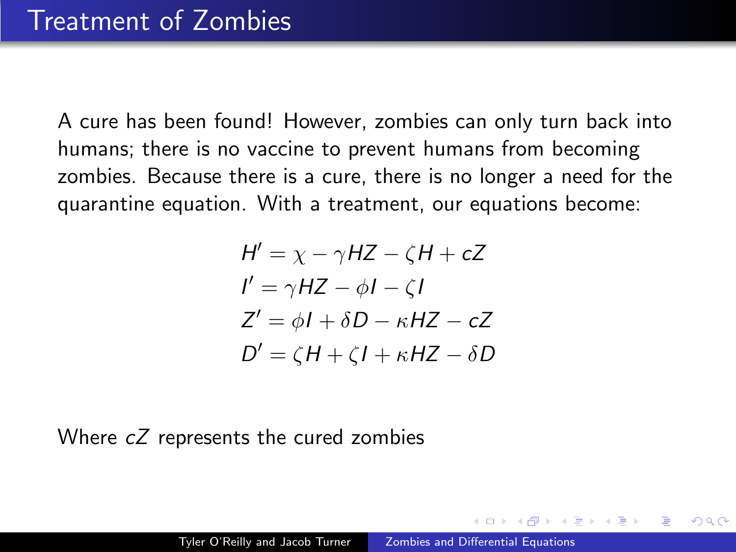# Treatment of Zombies

A cure has been found! However, zombies can only turn back into humans; there is no vaccine to prevent humans from becoming zombies. Because there is a cure, there is no longer a need for the quarantine equation. With a treatment, our equations become:

$$
\begin{aligned}
H' &= \chi - \gamma HZ - \zeta H + cZ \\
I' &= \gamma HZ - \phi I - \zeta I \\
Z' &= \phi I + \delta D - \kappa HZ - cZ \\
D' &= \zeta H + \zeta I + \kappa HZ - \delta D
\end{aligned}
$$

Where $cZ$ represents the cured zombies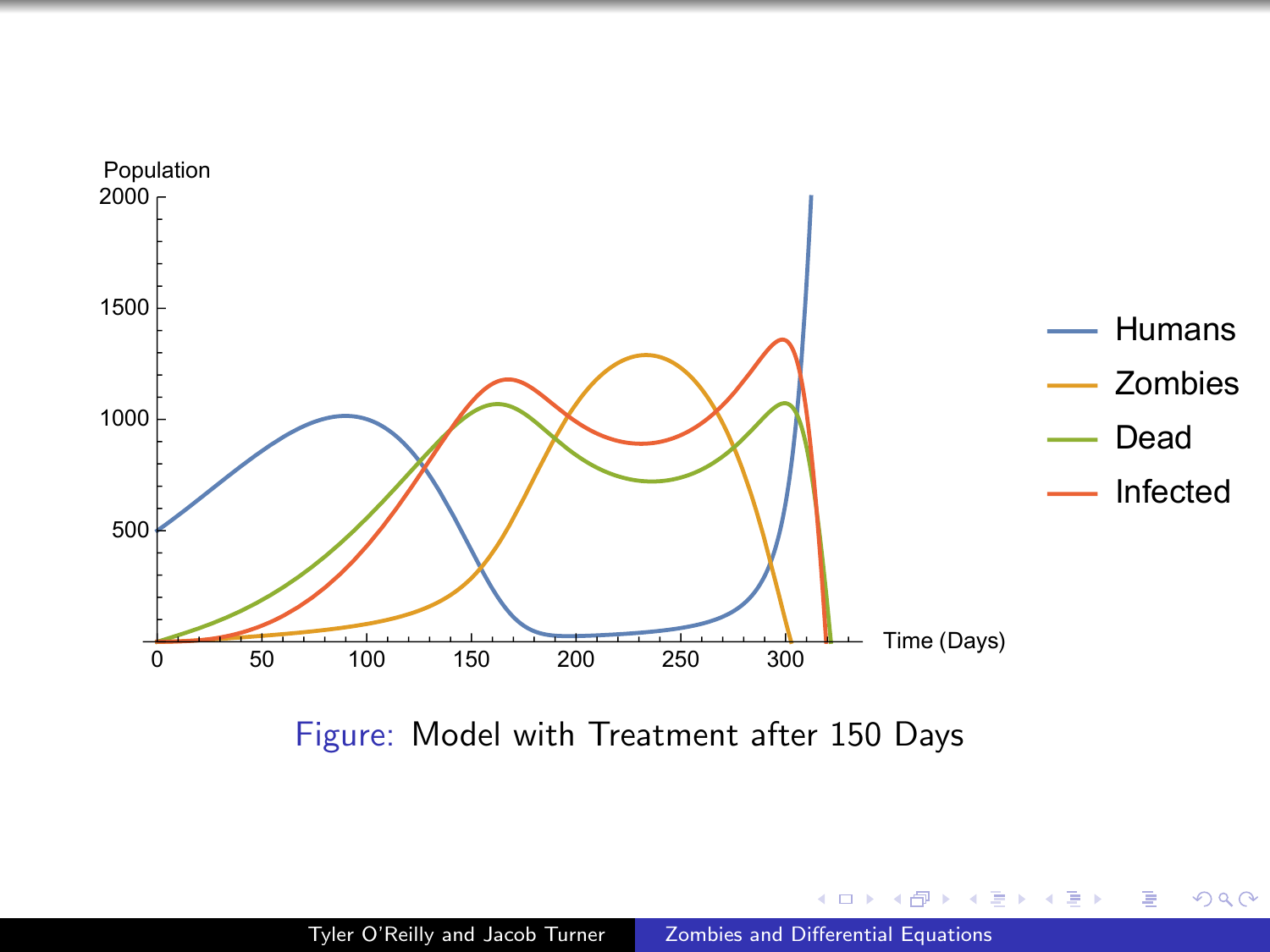Population

2000

1500

1000

500

0

50

100

150

200

250

300

Time (Days)

Humans

Zombies

Dead

Infected

Figure: Model with Treatment after 150 Days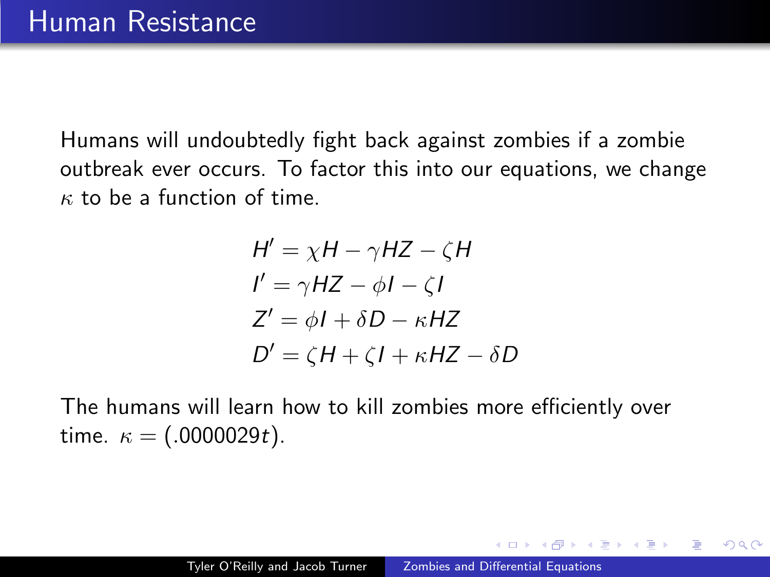# Human Resistance

Humans will undoubtedly fight back against zombies if a zombie outbreak ever occurs. To factor this into our equations, we change $\kappa$ to be a function of time.

$$
\begin{aligned}
H' &= \chi H - \gamma HZ - \zeta H \\
I' &= \gamma HZ - \phi I - \zeta I \\
Z' &= \phi I + \delta D - \kappa HZ \\
D' &= \zeta H + \zeta I + \kappa HZ - \delta D
\end{aligned}
$$

The humans will learn how to kill zombies more efficiently over time. $\kappa = (.0000029t)$.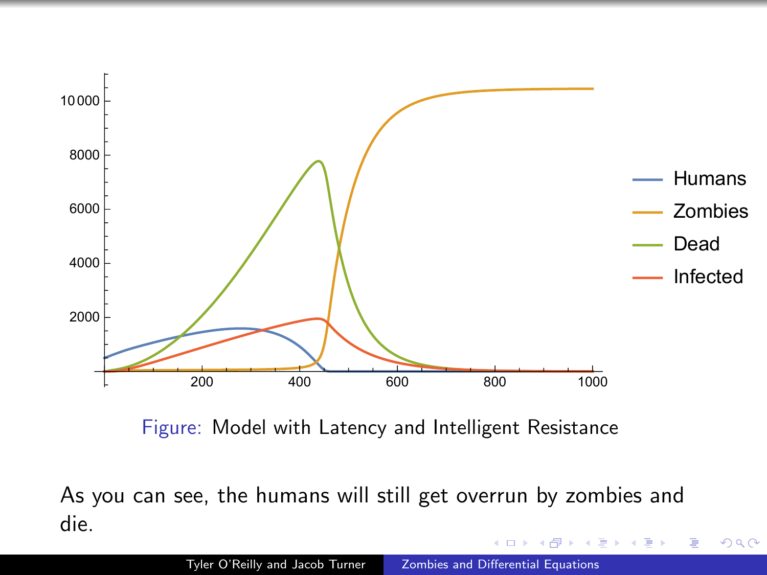10 000
8000
6000
4000
2000
200
400
600
800
1000

Humans
Zombies
Dead
Infected

Figure: Model with Latency and Intelligent Resistance

As you can see, the humans will still get overrun by zombies and die.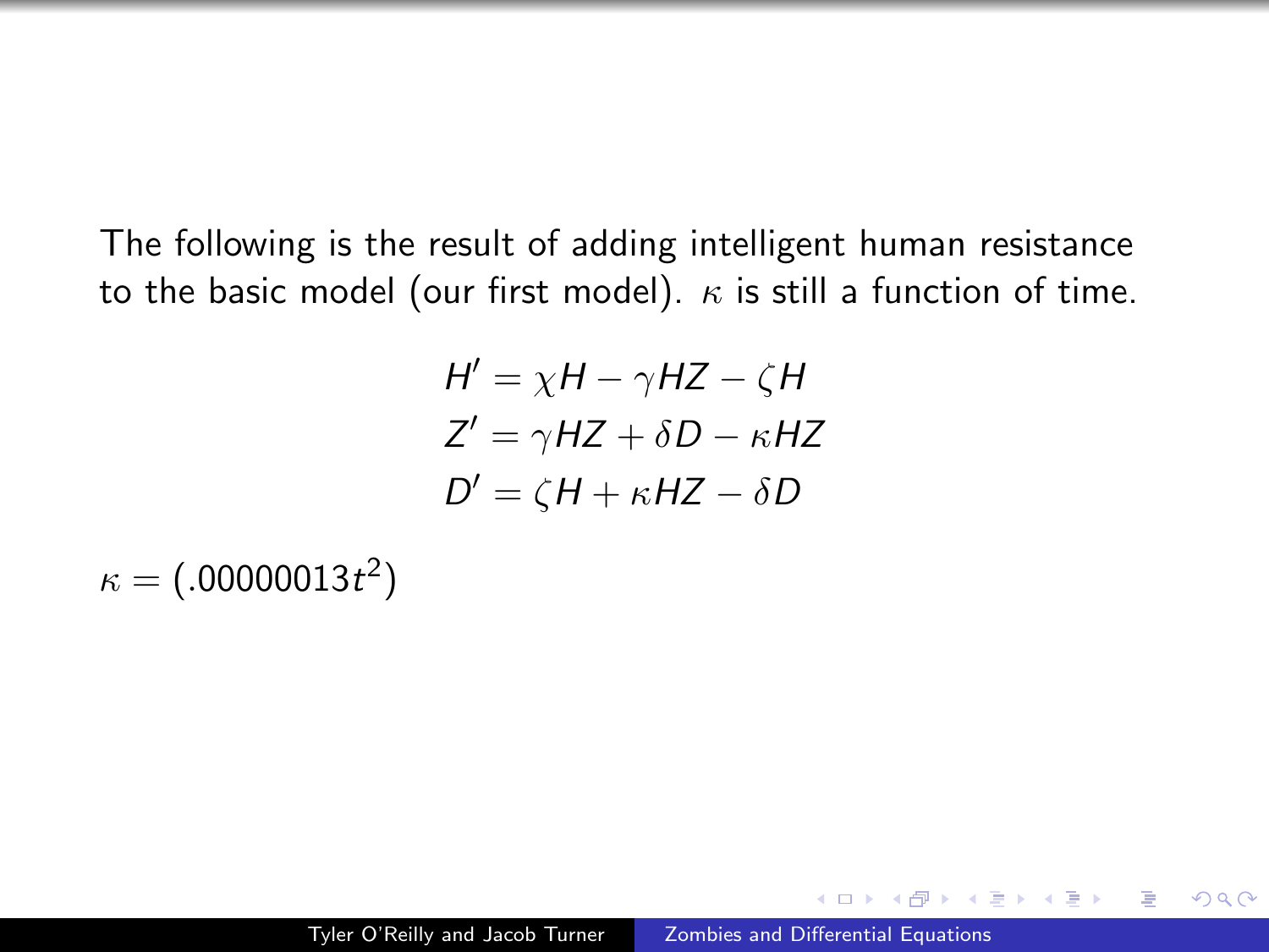The following is the result of adding intelligent human resistance to the basic model (our first model). $\kappa$ is still a function of time.

$$H' = \chi H - \gamma HZ - \zeta H$$
$$Z' = \gamma HZ + \delta D - \kappa HZ$$
$$D' = \zeta H + \kappa HZ - \delta D$$

$\kappa = (.00000013t^2)$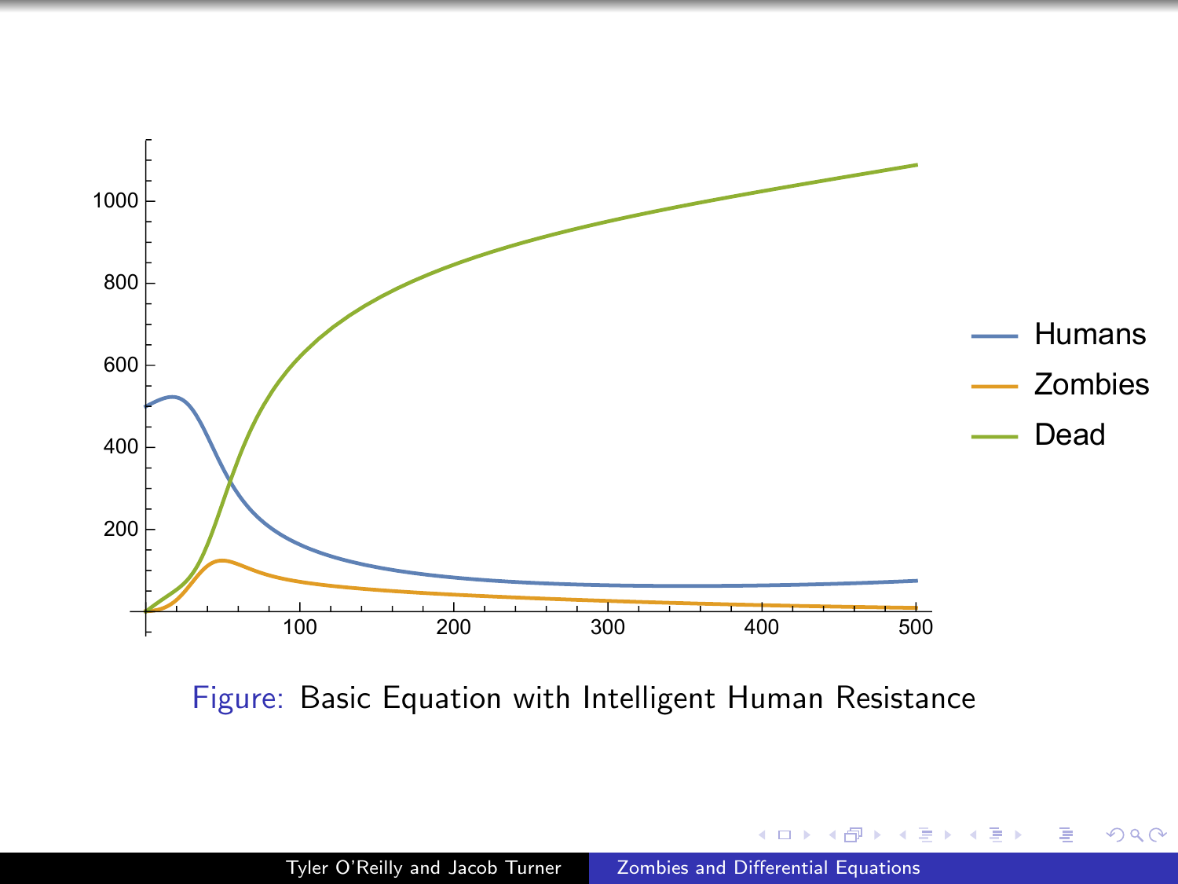1000
800
600
400
200
100
200
300
400
500

Humans
Zombies
Dead

Figure: Basic Equation with Intelligent Human Resistance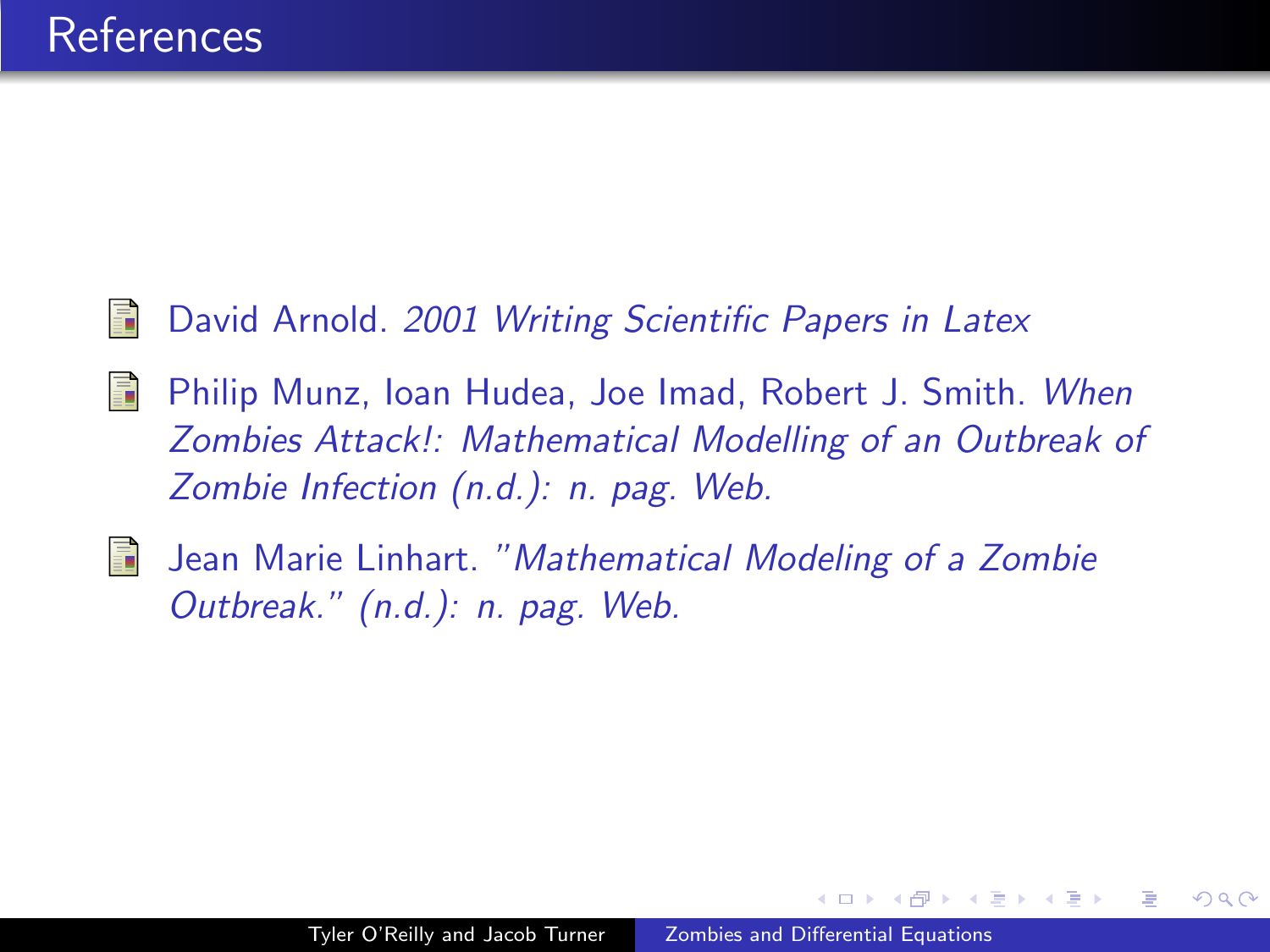# References

- David Arnold. *2001 Writing Scientific Papers in Latex*
- Philip Munz, Ioan Hudea, Joe Imad, Robert J. Smith. *When Zombies Attack!: Mathematical Modelling of an Outbreak of Zombie Infection (n.d.): n. pag. Web.*
- Jean Marie Linhart. *"Mathematical Modeling of a Zombie Outbreak." (n.d.): n. pag. Web.*